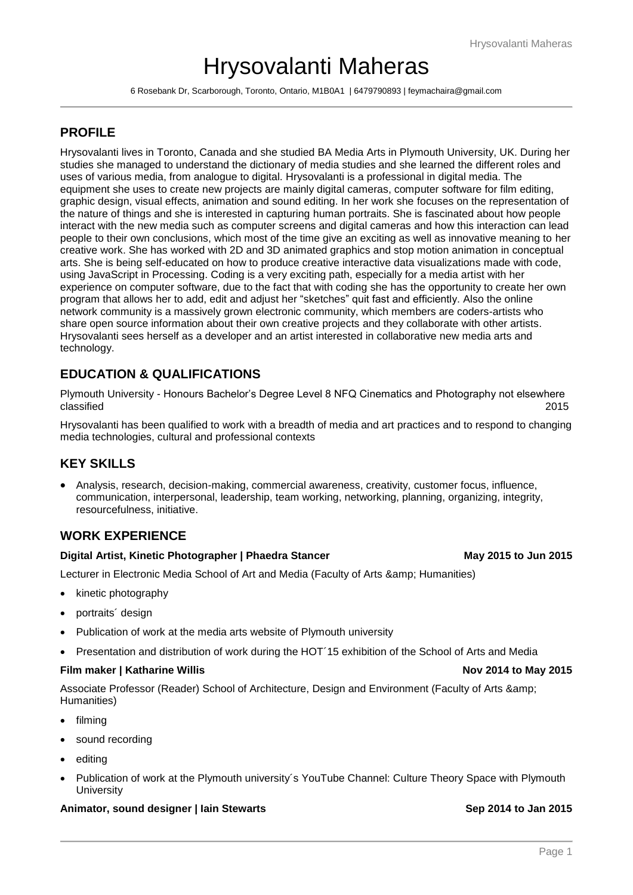# Hrysovalanti Maheras

6 Rosebank Dr, Scarborough, Toronto, Ontario, M1B0A1 | 6479790893 | feymachaira@gmail.com

## PROFILE

Hrysovalanti lives in Toronto, Canada and she studied BA Media Arts in Plymouth University, UK. During her studies she managed to understand the dictionary of media studies and she learned the different roles and uses of various media, from analogue to digital. Hrysovalanti is a professional in digital media. The equipment she uses to create new projects are mainly digital cameras, computer software for film editing, graphic design, visual effects, animation and sound editing. In her work she focuses on the representation of the nature of things and she is interested in capturing human portraits. She is fascinated about how people interact with the new media such as computer screens and digital cameras and how this interaction can lead people to their own conclusions, which most of the time give an exciting as well as innovative meaning to her creative work. She has worked with 2D and 3D animated graphics and stop motion animation in conceptual arts. She is being self-educated on how to produce creative interactive data visualizations made with code, using JavaScript in Processing. Coding is a very exciting path, especially for a media artist with her experience on computer software, due to the fact that with coding she has the opportunity to create her own program that allows her to add, edit and adjust her "sketches" quit fast and efficiently. Also the online network community is a massively grown electronic community, which members are coders-artists who share open source information about their own creative projects and they collaborate with other artists. Hrysovalanti sees herself as a developer and an artist interested in collaborative new media arts and technology.

## EDUCATION & QUALIFICATIONS

Plymouth University - Honours Bachelor's Degree Level 8 NFQ Cinematics and Photography not elsewhere classified 2015

Hrysovalanti has been qualified to work with a breadth of media and art practices and to respond to changing media technologies, cultural and professional contexts

## KEY SKILLS

- Analysis, research, decision-making, commercial awareness, creativity, customer focus, influence, communication, interpersonal, leadership, team working, networking, planning, organizing, integrity, resourcefulness, initiative.

## WORK EXPERIENCE

**Digital Artist, Kinetic Photographer | Phaedra Stancer** **May 2015 to Jun 2015**

Lecturer in Electronic Media School of Art and Media (Faculty of Arts &amp; Humanities)

- kinetic photography
- portraits´ design
- Publication of work at the media arts website of Plymouth university
- Presentation and distribution of work during the HOT´15 exhibition of the School of Arts and Media

**Film maker | Katharine Willis** **Nov 2014 to May 2015**

Associate Professor (Reader) School of Architecture, Design and Environment (Faculty of Arts &amp; Humanities)

- filming
- sound recording
- editing
- Publication of work at the Plymouth university´s YouTube Channel: Culture Theory Space with Plymouth University

**Animator, sound designer | Iain Stewarts** **Sep 2014 to Jan 2015**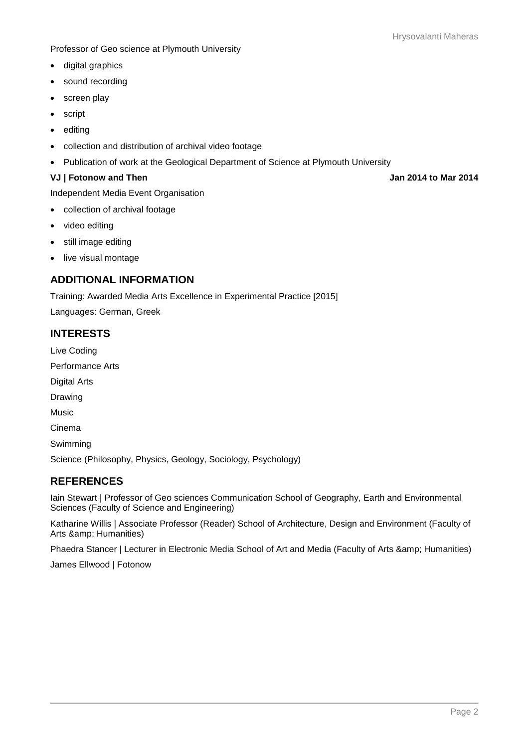Professor of Geo science at Plymouth University

- digital graphics
- sound recording
- screen play
- script
- editing
- collection and distribution of archival video footage
- Publication of work at the Geological Department of Science at Plymouth University

**VJ | Fotonow and Then** **Jan 2014 to Mar 2014**

Independent Media Event Organisation

- collection of archival footage
- video editing
- still image editing
- live visual montage

## ADDITIONAL INFORMATION

Training: Awarded Media Arts Excellence in Experimental Practice [2015]

Languages: German, Greek

## INTERESTS

Live Coding

Performance Arts

Digital Arts

Drawing

Music

Cinema

Swimming

Science (Philosophy, Physics, Geology, Sociology, Psychology)

## REFERENCES

Iain Stewart | Professor of Geo sciences Communication School of Geography, Earth and Environmental Sciences (Faculty of Science and Engineering)

Katharine Willis | Associate Professor (Reader) School of Architecture, Design and Environment (Faculty of Arts &amp; Humanities)

Phaedra Stancer | Lecturer in Electronic Media School of Art and Media (Faculty of Arts &amp; Humanities)

James Ellwood | Fotonow